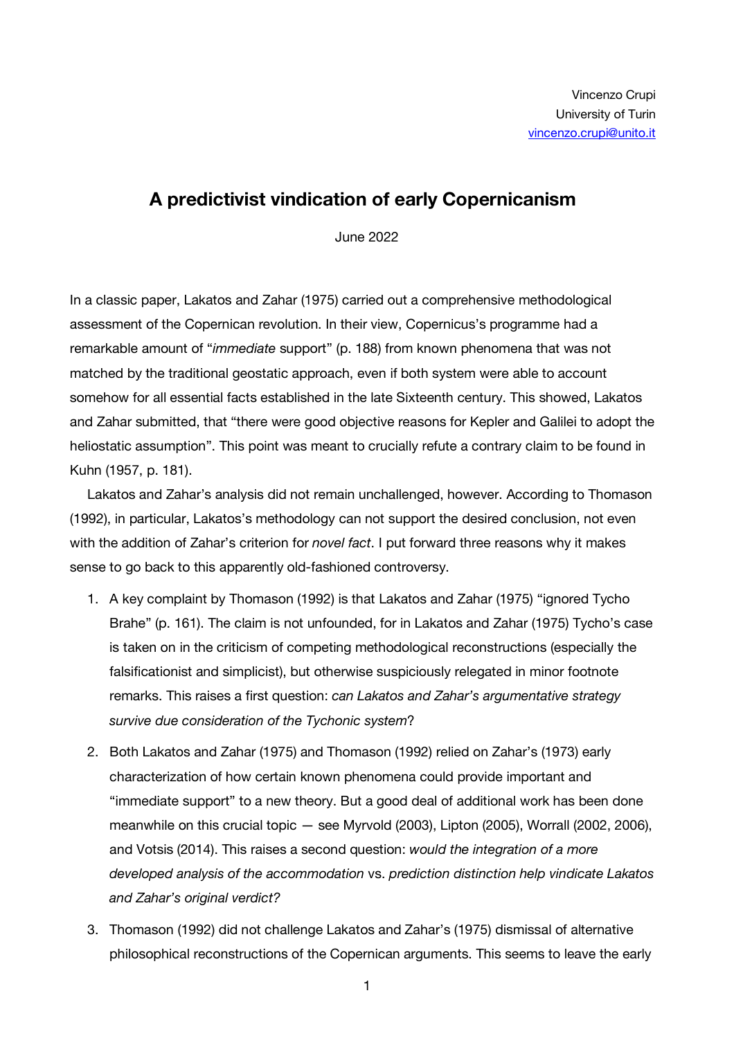Vincenzo Crupi
University of Turin
vincenzo.crupi@unito.it

# A predictivist vindication of early Copernicanism

June 2022

In a classic paper, Lakatos and Zahar (1975) carried out a comprehensive methodological assessment of the Copernican revolution. In their view, Copernicus's programme had a remarkable amount of "*immediate* support" (p. 188) from known phenomena that was not matched by the traditional geostatic approach, even if both system were able to account somehow for all essential facts established in the late Sixteenth century. This showed, Lakatos and Zahar submitted, that "there were good objective reasons for Kepler and Galilei to adopt the heliostatic assumption". This point was meant to crucially refute a contrary claim to be found in Kuhn (1957, p. 181).

Lakatos and Zahar's analysis did not remain unchallenged, however. According to Thomason (1992), in particular, Lakatos's methodology can not support the desired conclusion, not even with the addition of Zahar's criterion for *novel fact*. I put forward three reasons why it makes sense to go back to this apparently old-fashioned controversy.

1. A key complaint by Thomason (1992) is that Lakatos and Zahar (1975) "ignored Tycho Brahe" (p. 161). The claim is not unfounded, for in Lakatos and Zahar (1975) Tycho's case is taken on in the criticism of competing methodological reconstructions (especially the falsificationist and simplicist), but otherwise suspiciously relegated in minor footnote remarks. This raises a first question: *can Lakatos and Zahar's argumentative strategy survive due consideration of the Tychonic system*?
2. Both Lakatos and Zahar (1975) and Thomason (1992) relied on Zahar's (1973) early characterization of how certain known phenomena could provide important and "immediate support" to a new theory. But a good deal of additional work has been done meanwhile on this crucial topic — see Myrvold (2003), Lipton (2005), Worrall (2002, 2006), and Votsis (2014). This raises a second question: *would the integration of a more developed analysis of the accommodation* vs. *prediction distinction help vindicate Lakatos and Zahar's original verdict?*
3. Thomason (1992) did not challenge Lakatos and Zahar's (1975) dismissal of alternative philosophical reconstructions of the Copernican arguments. This seems to leave the early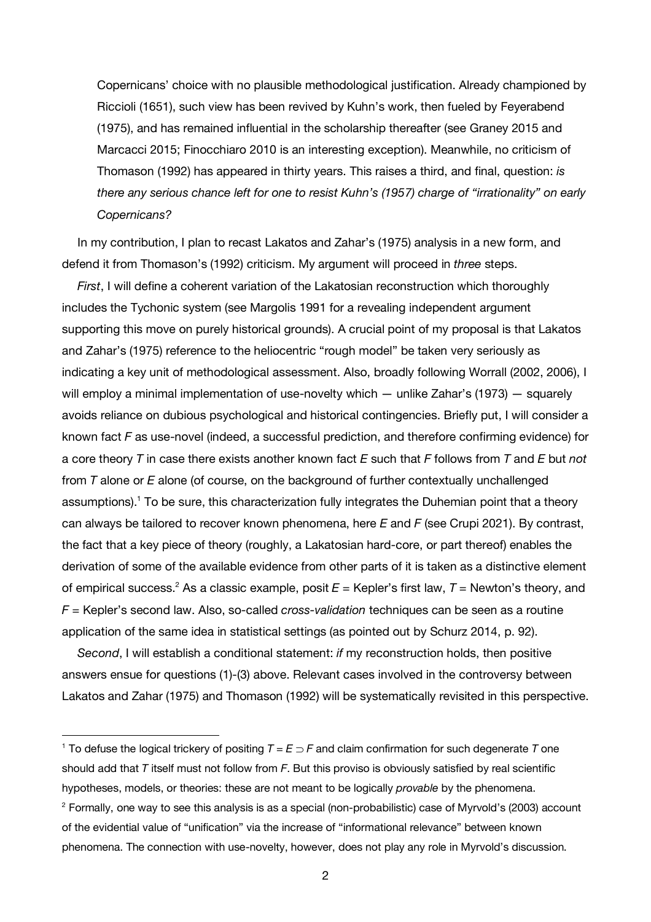Copernicans' choice with no plausible methodological justification. Already championed by Riccioli (1651), such view has been revived by Kuhn's work, then fueled by Feyerabend (1975), and has remained influential in the scholarship thereafter (see Graney 2015 and Marcacci 2015; Finocchiaro 2010 is an interesting exception). Meanwhile, no criticism of Thomason (1992) has appeared in thirty years. This raises a third, and final, question: *is there any serious chance left for one to resist Kuhn's (1957) charge of "irrationality" on early Copernicans?*

In my contribution, I plan to recast Lakatos and Zahar's (1975) analysis in a new form, and defend it from Thomason's (1992) criticism. My argument will proceed in *three* steps.

*First*, I will define a coherent variation of the Lakatosian reconstruction which thoroughly includes the Tychonic system (see Margolis 1991 for a revealing independent argument supporting this move on purely historical grounds). A crucial point of my proposal is that Lakatos and Zahar's (1975) reference to the heliocentric "rough model" be taken very seriously as indicating a key unit of methodological assessment. Also, broadly following Worrall (2002, 2006), I will employ a minimal implementation of use-novelty which — unlike Zahar's (1973) — squarely avoids reliance on dubious psychological and historical contingencies. Briefly put, I will consider a known fact $F$ as use-novel (indeed, a successful prediction, and therefore confirming evidence) for a core theory $T$ in case there exists another known fact $E$ such that $F$ follows from $T$ and $E$ but *not* from $T$ alone or $E$ alone (of course, on the background of further contextually unchallenged assumptions).[1] To be sure, this characterization fully integrates the Duhemian point that a theory can always be tailored to recover known phenomena, here $E$ and $F$ (see Crupi 2021). By contrast, the fact that a key piece of theory (roughly, a Lakatosian hard-core, or part thereof) enables the derivation of some of the available evidence from other parts of it is taken as a distinctive element of empirical success.[2] As a classic example, posit $E$ = Kepler's first law, $T$ = Newton's theory, and $F$ = Kepler's second law. Also, so-called *cross-validation* techniques can be seen as a routine application of the same idea in statistical settings (as pointed out by Schurz 2014, p. 92).

*Second*, I will establish a conditional statement: *if* my reconstruction holds, then positive answers ensue for questions (1)-(3) above. Relevant cases involved in the controversy between Lakatos and Zahar (1975) and Thomason (1992) will be systematically revisited in this perspective.

---

[1] To defuse the logical trickery of positing $T = E \supset F$ and claim confirmation for such degenerate $T$ one should add that $T$ itself must not follow from $F$. But this proviso is obviously satisfied by real scientific hypotheses, models, or theories: these are not meant to be logically *provable* by the phenomena.

[2] Formally, one way to see this analysis is as a special (non-probabilistic) case of Myrvold's (2003) account of the evidential value of "unification" via the increase of "informational relevance" between known phenomena. The connection with use-novelty, however, does not play any role in Myrvold's discussion.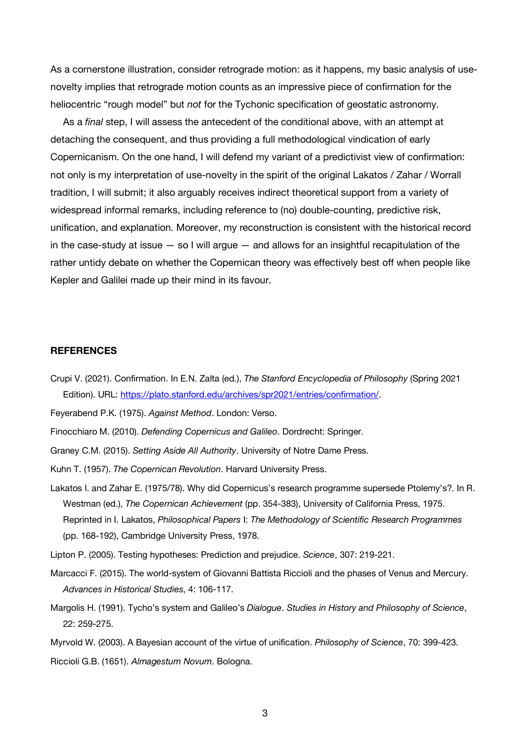As a cornerstone illustration, consider retrograde motion: as it happens, my basic analysis of use-novelty implies that retrograde motion counts as an impressive piece of confirmation for the heliocentric "rough model" but *not* for the Tychonic specification of geostatic astronomy.

As a *final* step, I will assess the antecedent of the conditional above, with an attempt at detaching the consequent, and thus providing a full methodological vindication of early Copernicanism. On the one hand, I will defend my variant of a predictivist view of confirmation: not only is my interpretation of use-novelty in the spirit of the original Lakatos / Zahar / Worrall tradition, I will submit; it also arguably receives indirect theoretical support from a variety of widespread informal remarks, including reference to (no) double-counting, predictive risk, unification, and explanation. Moreover, my reconstruction is consistent with the historical record in the case-study at issue — so I will argue — and allows for an insightful recapitulation of the rather untidy debate on whether the Copernican theory was effectively best off when people like Kepler and Galilei made up their mind in its favour.

## REFERENCES

Crupi V. (2021). Confirmation. In E.N. Zalta (ed.), *The Stanford Encyclopedia of Philosophy* (Spring 2021 Edition). URL: https://plato.stanford.edu/archives/spr2021/entries/confirmation/.

Feyerabend P.K. (1975). *Against Method*. London: Verso.

Finocchiaro M. (2010). *Defending Copernicus and Galileo*. Dordrecht: Springer.

Graney C.M. (2015). *Setting Aside All Authority*. University of Notre Dame Press.

Kuhn T. (1957). *The Copernican Revolution*. Harvard University Press.

Lakatos I. and Zahar E. (1975/78). Why did Copernicus's research programme supersede Ptolemy's?. In R. Westman (ed.), *The Copernican Achievement* (pp. 354-383), University of California Press, 1975. Reprinted in I. Lakatos, *Philosophical Papers* I: *The Methodology of Scientific Research Programmes* (pp. 168-192), Cambridge University Press, 1978.

Lipton P. (2005). Testing hypotheses: Prediction and prejudice. *Science*, 307: 219-221.

Marcacci F. (2015). The world-system of Giovanni Battista Riccioli and the phases of Venus and Mercury. *Advances in Historical Studies*, 4: 106-117.

Margolis H. (1991). Tycho's system and Galileo's *Dialogue*. *Studies in History and Philosophy of Science*, 22: 259-275.

Myrvold W. (2003). A Bayesian account of the virtue of unification. *Philosophy of Science*, 70: 399-423.

Riccioli G.B. (1651). *Almagestum Novum*. Bologna.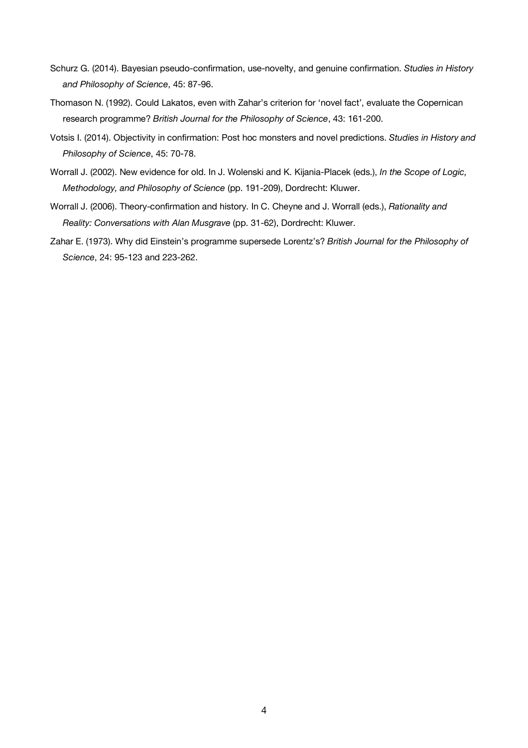Schurz G. (2014). Bayesian pseudo-confirmation, use-novelty, and genuine confirmation. *Studies in History and Philosophy of Science*, 45: 87-96.

Thomason N. (1992). Could Lakatos, even with Zahar's criterion for 'novel fact', evaluate the Copernican research programme? *British Journal for the Philosophy of Science*, 43: 161-200.

Votsis I. (2014). Objectivity in confirmation: Post hoc monsters and novel predictions. *Studies in History and Philosophy of Science*, 45: 70-78.

Worrall J. (2002). New evidence for old. In J. Wolenski and K. Kijania-Placek (eds.), *In the Scope of Logic, Methodology, and Philosophy of Science* (pp. 191-209), Dordrecht: Kluwer.

Worrall J. (2006). Theory-confirmation and history. In C. Cheyne and J. Worrall (eds.), *Rationality and Reality: Conversations with Alan Musgrave* (pp. 31-62), Dordrecht: Kluwer.

Zahar E. (1973). Why did Einstein's programme supersede Lorentz's? *British Journal for the Philosophy of Science*, 24: 95-123 and 223-262.